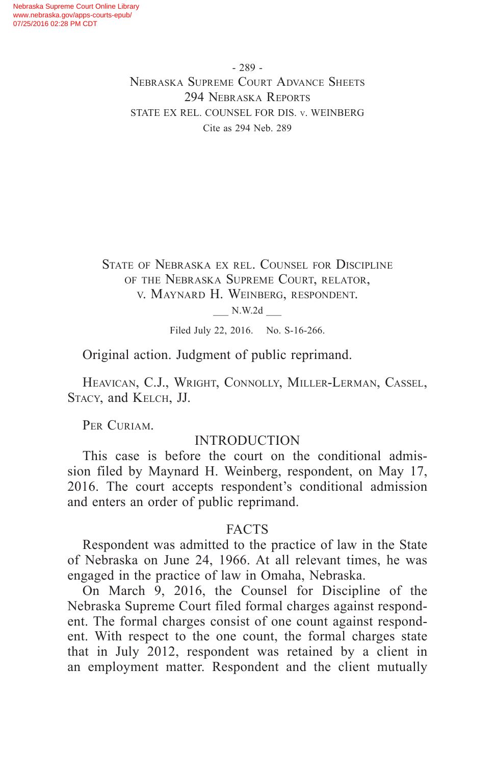State of Nebraska ex rel. Counsel for Discipline of the Nebraska Supreme Court, relator, v. Maynard H. Weinberg, respondent.

___ N.W.2d ___

Filed July 22, 2016. No. S-16-266.

Original action. Judgment of public reprimand.

Heavican, C.J., Wright, Connolly, Miller-Lerman, Cassel, Stacy, and Kelch, JJ.

Per Curiam.

## INTRODUCTION

This case is before the court on the conditional admission filed by Maynard H. Weinberg, respondent, on May 17, 2016. The court accepts respondent's conditional admission and enters an order of public reprimand.

## FACTS

Respondent was admitted to the practice of law in the State of Nebraska on June 24, 1966. At all relevant times, he was engaged in the practice of law in Omaha, Nebraska.

On March 9, 2016, the Counsel for Discipline of the Nebraska Supreme Court filed formal charges against respondent. The formal charges consist of one count against respondent. With respect to the one count, the formal charges state that in July 2012, respondent was retained by a client in an employment matter. Respondent and the client mutually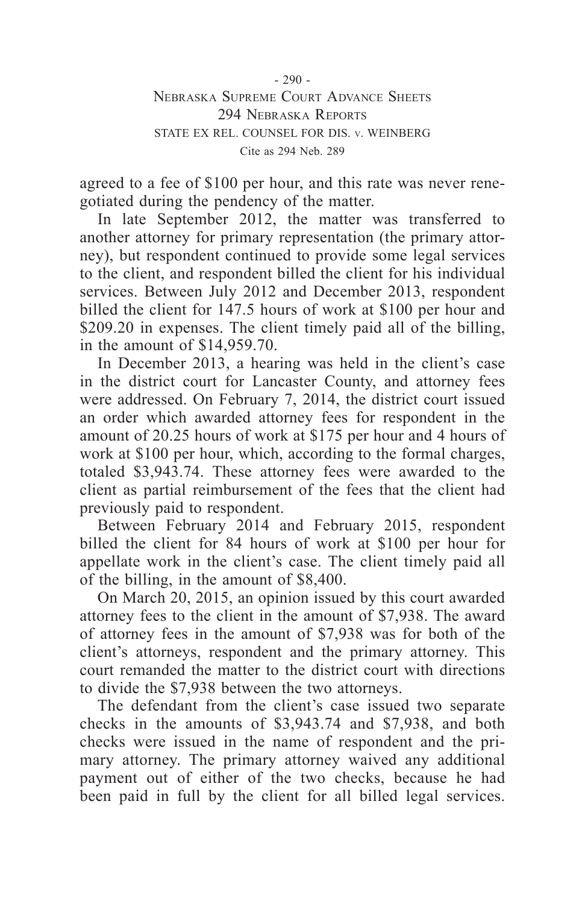agreed to a fee of $100 per hour, and this rate was never renegotiated during the pendency of the matter.

In late September 2012, the matter was transferred to another attorney for primary representation (the primary attorney), but respondent continued to provide some legal services to the client, and respondent billed the client for his individual services. Between July 2012 and December 2013, respondent billed the client for 147.5 hours of work at $100 per hour and $209.20 in expenses. The client timely paid all of the billing, in the amount of $14,959.70.

In December 2013, a hearing was held in the client's case in the district court for Lancaster County, and attorney fees were addressed. On February 7, 2014, the district court issued an order which awarded attorney fees for respondent in the amount of 20.25 hours of work at $175 per hour and 4 hours of work at $100 per hour, which, according to the formal charges, totaled $3,943.74. These attorney fees were awarded to the client as partial reimbursement of the fees that the client had previously paid to respondent.

Between February 2014 and February 2015, respondent billed the client for 84 hours of work at $100 per hour for appellate work in the client's case. The client timely paid all of the billing, in the amount of $8,400.

On March 20, 2015, an opinion issued by this court awarded attorney fees to the client in the amount of $7,938. The award of attorney fees in the amount of $7,938 was for both of the client's attorneys, respondent and the primary attorney. This court remanded the matter to the district court with directions to divide the $7,938 between the two attorneys.

The defendant from the client's case issued two separate checks in the amounts of $3,943.74 and $7,938, and both checks were issued in the name of respondent and the primary attorney. The primary attorney waived any additional payment out of either of the two checks, because he had been paid in full by the client for all billed legal services.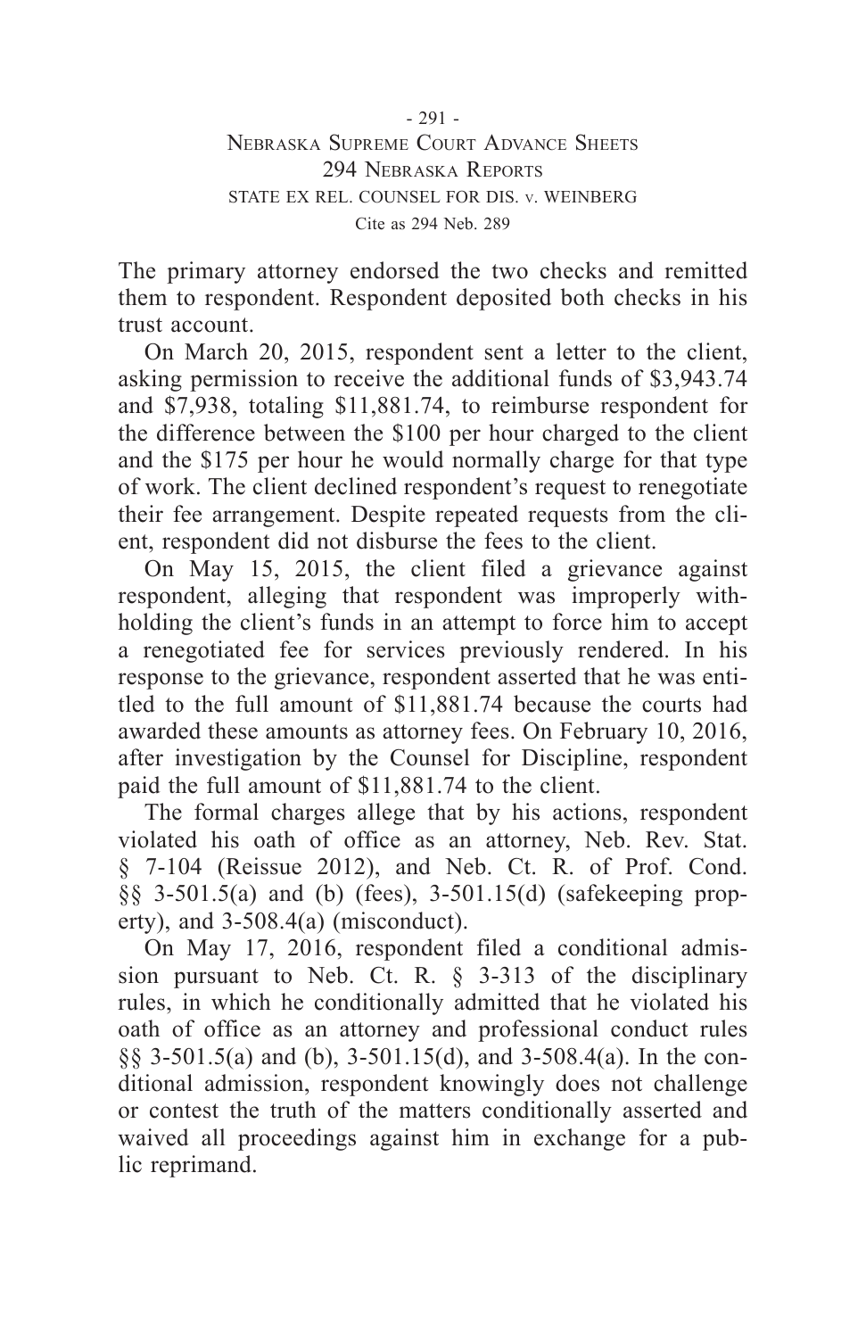The primary attorney endorsed the two checks and remitted them to respondent. Respondent deposited both checks in his trust account.

On March 20, 2015, respondent sent a letter to the client, asking permission to receive the additional funds of $3,943.74 and $7,938, totaling $11,881.74, to reimburse respondent for the difference between the $100 per hour charged to the client and the $175 per hour he would normally charge for that type of work. The client declined respondent's request to renegotiate their fee arrangement. Despite repeated requests from the client, respondent did not disburse the fees to the client.

On May 15, 2015, the client filed a grievance against respondent, alleging that respondent was improperly withholding the client's funds in an attempt to force him to accept a renegotiated fee for services previously rendered. In his response to the grievance, respondent asserted that he was entitled to the full amount of $11,881.74 because the courts had awarded these amounts as attorney fees. On February 10, 2016, after investigation by the Counsel for Discipline, respondent paid the full amount of $11,881.74 to the client.

The formal charges allege that by his actions, respondent violated his oath of office as an attorney, Neb. Rev. Stat. § 7-104 (Reissue 2012), and Neb. Ct. R. of Prof. Cond. §§ 3-501.5(a) and (b) (fees), 3-501.15(d) (safekeeping property), and 3-508.4(a) (misconduct).

On May 17, 2016, respondent filed a conditional admission pursuant to Neb. Ct. R. § 3-313 of the disciplinary rules, in which he conditionally admitted that he violated his oath of office as an attorney and professional conduct rules §§ 3-501.5(a) and (b), 3-501.15(d), and 3-508.4(a). In the conditional admission, respondent knowingly does not challenge or contest the truth of the matters conditionally asserted and waived all proceedings against him in exchange for a public reprimand.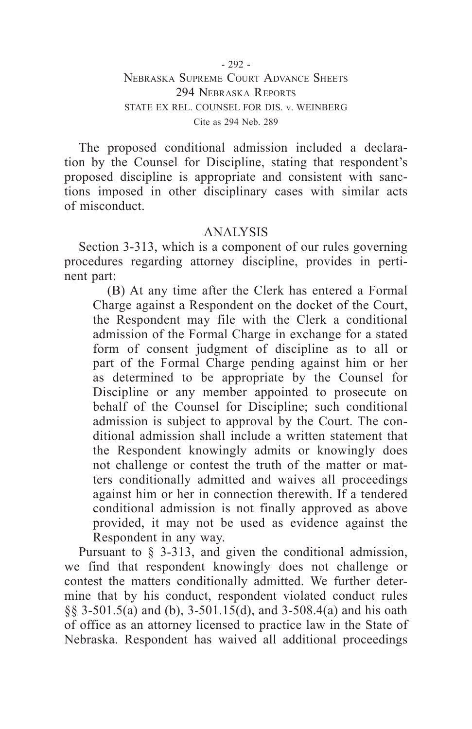The proposed conditional admission included a declaration by the Counsel for Discipline, stating that respondent's proposed discipline is appropriate and consistent with sanctions imposed in other disciplinary cases with similar acts of misconduct.

## ANALYSIS

Section 3-313, which is a component of our rules governing procedures regarding attorney discipline, provides in pertinent part:

> (B) At any time after the Clerk has entered a Formal Charge against a Respondent on the docket of the Court, the Respondent may file with the Clerk a conditional admission of the Formal Charge in exchange for a stated form of consent judgment of discipline as to all or part of the Formal Charge pending against him or her as determined to be appropriate by the Counsel for Discipline or any member appointed to prosecute on behalf of the Counsel for Discipline; such conditional admission is subject to approval by the Court. The conditional admission shall include a written statement that the Respondent knowingly admits or knowingly does not challenge or contest the truth of the matter or matters conditionally admitted and waives all proceedings against him or her in connection therewith. If a tendered conditional admission is not finally approved as above provided, it may not be used as evidence against the Respondent in any way.

Pursuant to § 3-313, and given the conditional admission, we find that respondent knowingly does not challenge or contest the matters conditionally admitted. We further determine that by his conduct, respondent violated conduct rules §§ 3-501.5(a) and (b), 3-501.15(d), and 3-508.4(a) and his oath of office as an attorney licensed to practice law in the State of Nebraska. Respondent has waived all additional proceedings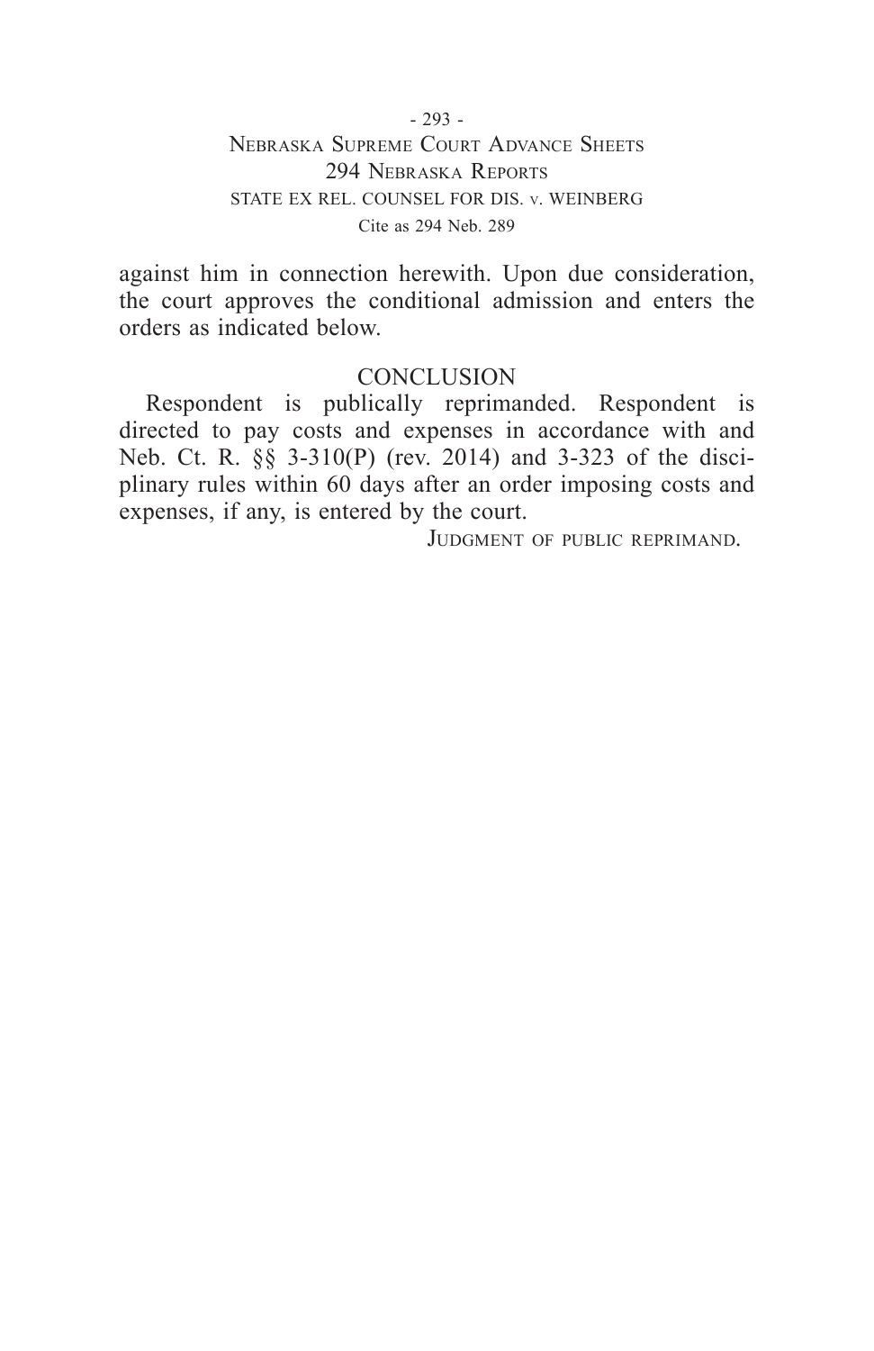against him in connection herewith. Upon due consideration, the court approves the conditional admission and enters the orders as indicated below.

## CONCLUSION

Respondent is publically reprimanded. Respondent is directed to pay costs and expenses in accordance with and Neb. Ct. R. §§ 3-310(P) (rev. 2014) and 3-323 of the disciplinary rules within 60 days after an order imposing costs and expenses, if any, is entered by the court.

Judgment of public reprimand.